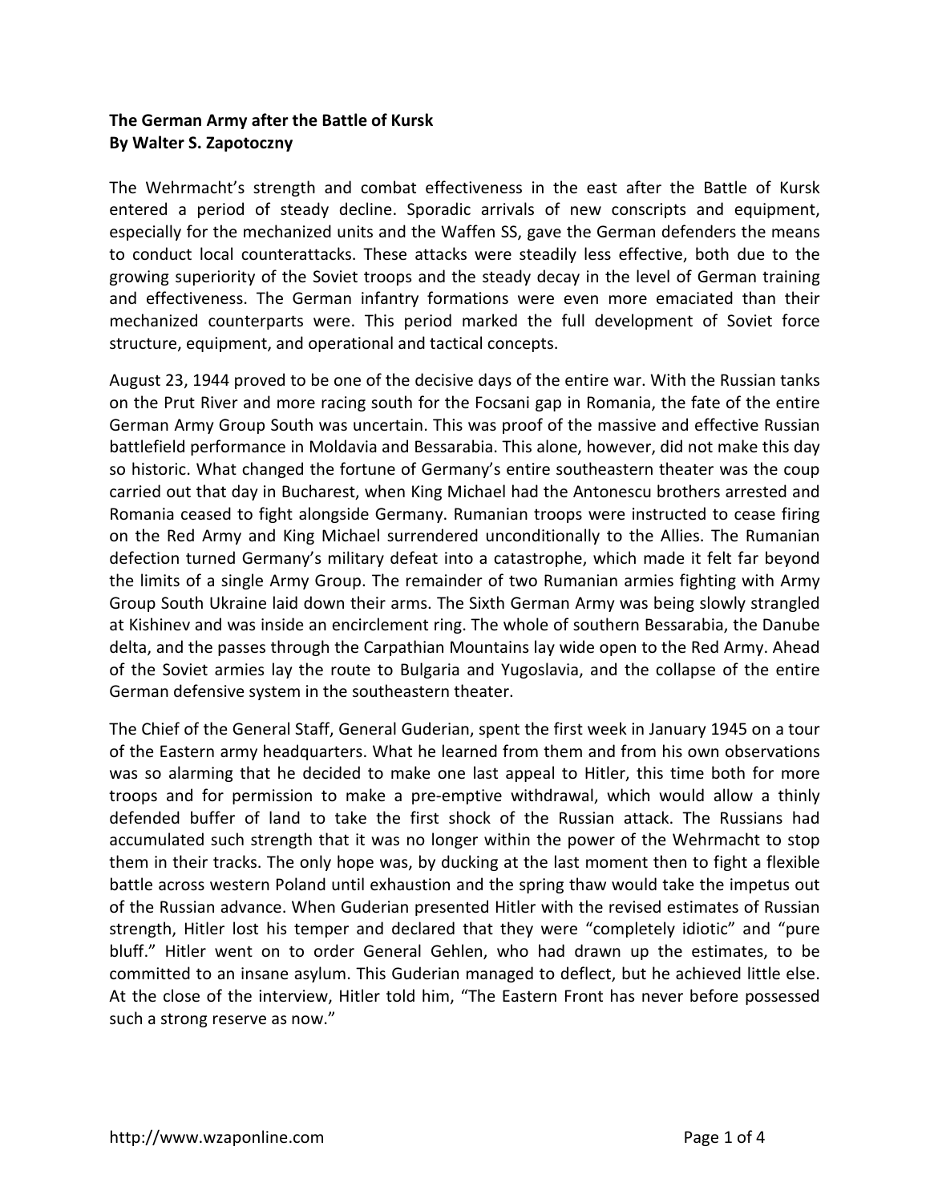**The German Army after the Battle of Kursk**
**By Walter S. Zapotoczny**

The Wehrmacht's strength and combat effectiveness in the east after the Battle of Kursk entered a period of steady decline. Sporadic arrivals of new conscripts and equipment, especially for the mechanized units and the Waffen SS, gave the German defenders the means to conduct local counterattacks. These attacks were steadily less effective, both due to the growing superiority of the Soviet troops and the steady decay in the level of German training and effectiveness. The German infantry formations were even more emaciated than their mechanized counterparts were. This period marked the full development of Soviet force structure, equipment, and operational and tactical concepts.

August 23, 1944 proved to be one of the decisive days of the entire war. With the Russian tanks on the Prut River and more racing south for the Focsani gap in Romania, the fate of the entire German Army Group South was uncertain. This was proof of the massive and effective Russian battlefield performance in Moldavia and Bessarabia. This alone, however, did not make this day so historic. What changed the fortune of Germany's entire southeastern theater was the coup carried out that day in Bucharest, when King Michael had the Antonescu brothers arrested and Romania ceased to fight alongside Germany. Rumanian troops were instructed to cease firing on the Red Army and King Michael surrendered unconditionally to the Allies. The Rumanian defection turned Germany's military defeat into a catastrophe, which made it felt far beyond the limits of a single Army Group. The remainder of two Rumanian armies fighting with Army Group South Ukraine laid down their arms. The Sixth German Army was being slowly strangled at Kishinev and was inside an encirclement ring. The whole of southern Bessarabia, the Danube delta, and the passes through the Carpathian Mountains lay wide open to the Red Army. Ahead of the Soviet armies lay the route to Bulgaria and Yugoslavia, and the collapse of the entire German defensive system in the southeastern theater.

The Chief of the General Staff, General Guderian, spent the first week in January 1945 on a tour of the Eastern army headquarters. What he learned from them and from his own observations was so alarming that he decided to make one last appeal to Hitler, this time both for more troops and for permission to make a pre-emptive withdrawal, which would allow a thinly defended buffer of land to take the first shock of the Russian attack. The Russians had accumulated such strength that it was no longer within the power of the Wehrmacht to stop them in their tracks. The only hope was, by ducking at the last moment then to fight a flexible battle across western Poland until exhaustion and the spring thaw would take the impetus out of the Russian advance. When Guderian presented Hitler with the revised estimates of Russian strength, Hitler lost his temper and declared that they were "completely idiotic" and "pure bluff." Hitler went on to order General Gehlen, who had drawn up the estimates, to be committed to an insane asylum. This Guderian managed to deflect, but he achieved little else. At the close of the interview, Hitler told him, "The Eastern Front has never before possessed such a strong reserve as now."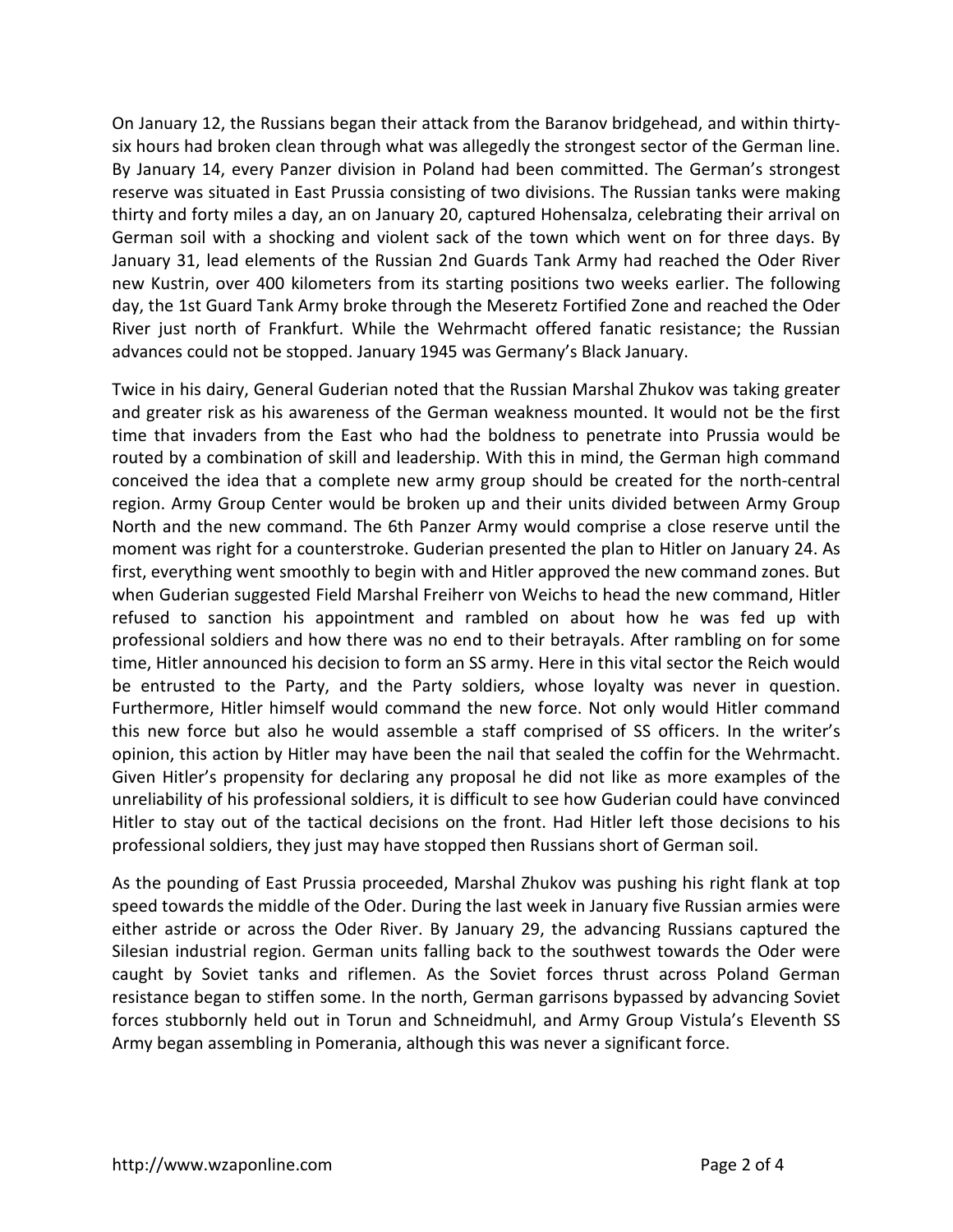On January 12, the Russians began their attack from the Baranov bridgehead, and within thirty-six hours had broken clean through what was allegedly the strongest sector of the German line. By January 14, every Panzer division in Poland had been committed. The German's strongest reserve was situated in East Prussia consisting of two divisions. The Russian tanks were making thirty and forty miles a day, an on January 20, captured Hohensalza, celebrating their arrival on German soil with a shocking and violent sack of the town which went on for three days. By January 31, lead elements of the Russian 2nd Guards Tank Army had reached the Oder River new Kustrin, over 400 kilometers from its starting positions two weeks earlier. The following day, the 1st Guard Tank Army broke through the Meseretz Fortified Zone and reached the Oder River just north of Frankfurt. While the Wehrmacht offered fanatic resistance; the Russian advances could not be stopped. January 1945 was Germany's Black January.

Twice in his dairy, General Guderian noted that the Russian Marshal Zhukov was taking greater and greater risk as his awareness of the German weakness mounted. It would not be the first time that invaders from the East who had the boldness to penetrate into Prussia would be routed by a combination of skill and leadership. With this in mind, the German high command conceived the idea that a complete new army group should be created for the north-central region. Army Group Center would be broken up and their units divided between Army Group North and the new command. The 6th Panzer Army would comprise a close reserve until the moment was right for a counterstroke. Guderian presented the plan to Hitler on January 24. As first, everything went smoothly to begin with and Hitler approved the new command zones. But when Guderian suggested Field Marshal Freiherr von Weichs to head the new command, Hitler refused to sanction his appointment and rambled on about how he was fed up with professional soldiers and how there was no end to their betrayals. After rambling on for some time, Hitler announced his decision to form an SS army. Here in this vital sector the Reich would be entrusted to the Party, and the Party soldiers, whose loyalty was never in question. Furthermore, Hitler himself would command the new force. Not only would Hitler command this new force but also he would assemble a staff comprised of SS officers. In the writer's opinion, this action by Hitler may have been the nail that sealed the coffin for the Wehrmacht. Given Hitler's propensity for declaring any proposal he did not like as more examples of the unreliability of his professional soldiers, it is difficult to see how Guderian could have convinced Hitler to stay out of the tactical decisions on the front. Had Hitler left those decisions to his professional soldiers, they just may have stopped then Russians short of German soil.

As the pounding of East Prussia proceeded, Marshal Zhukov was pushing his right flank at top speed towards the middle of the Oder. During the last week in January five Russian armies were either astride or across the Oder River. By January 29, the advancing Russians captured the Silesian industrial region. German units falling back to the southwest towards the Oder were caught by Soviet tanks and riflemen. As the Soviet forces thrust across Poland German resistance began to stiffen some. In the north, German garrisons bypassed by advancing Soviet forces stubbornly held out in Torun and Schneidmuhl, and Army Group Vistula's Eleventh SS Army began assembling in Pomerania, although this was never a significant force.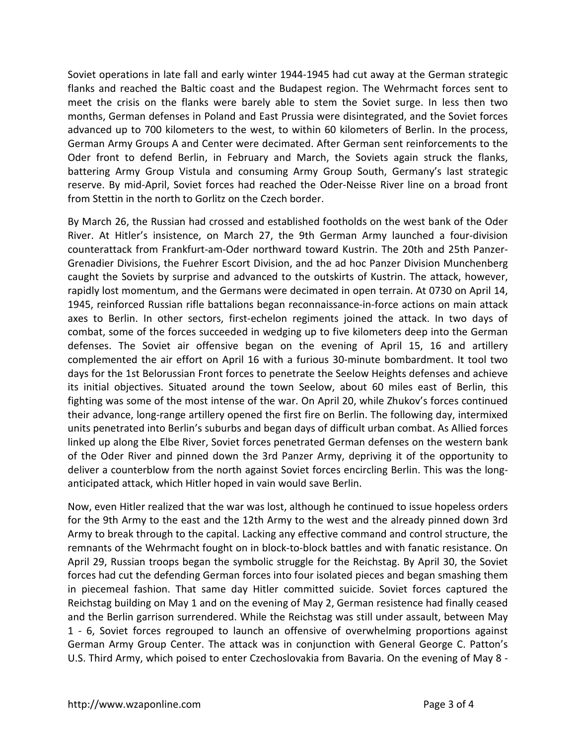Soviet operations in late fall and early winter 1944-1945 had cut away at the German strategic flanks and reached the Baltic coast and the Budapest region. The Wehrmacht forces sent to meet the crisis on the flanks were barely able to stem the Soviet surge. In less then two months, German defenses in Poland and East Prussia were disintegrated, and the Soviet forces advanced up to 700 kilometers to the west, to within 60 kilometers of Berlin. In the process, German Army Groups A and Center were decimated. After German sent reinforcements to the Oder front to defend Berlin, in February and March, the Soviets again struck the flanks, battering Army Group Vistula and consuming Army Group South, Germany's last strategic reserve. By mid-April, Soviet forces had reached the Oder-Neisse River line on a broad front from Stettin in the north to Gorlitz on the Czech border.

By March 26, the Russian had crossed and established footholds on the west bank of the Oder River. At Hitler's insistence, on March 27, the 9th German Army launched a four-division counterattack from Frankfurt-am-Oder northward toward Kustrin. The 20th and 25th Panzer-Grenadier Divisions, the Fuehrer Escort Division, and the ad hoc Panzer Division Munchenberg caught the Soviets by surprise and advanced to the outskirts of Kustrin. The attack, however, rapidly lost momentum, and the Germans were decimated in open terrain. At 0730 on April 14, 1945, reinforced Russian rifle battalions began reconnaissance-in-force actions on main attack axes to Berlin. In other sectors, first-echelon regiments joined the attack. In two days of combat, some of the forces succeeded in wedging up to five kilometers deep into the German defenses. The Soviet air offensive began on the evening of April 15, 16 and artillery complemented the air effort on April 16 with a furious 30-minute bombardment. It tool two days for the 1st Belorussian Front forces to penetrate the Seelow Heights defenses and achieve its initial objectives. Situated around the town Seelow, about 60 miles east of Berlin, this fighting was some of the most intense of the war. On April 20, while Zhukov's forces continued their advance, long-range artillery opened the first fire on Berlin. The following day, intermixed units penetrated into Berlin's suburbs and began days of difficult urban combat. As Allied forces linked up along the Elbe River, Soviet forces penetrated German defenses on the western bank of the Oder River and pinned down the 3rd Panzer Army, depriving it of the opportunity to deliver a counterblow from the north against Soviet forces encircling Berlin. This was the long-anticipated attack, which Hitler hoped in vain would save Berlin.

Now, even Hitler realized that the war was lost, although he continued to issue hopeless orders for the 9th Army to the east and the 12th Army to the west and the already pinned down 3rd Army to break through to the capital. Lacking any effective command and control structure, the remnants of the Wehrmacht fought on in block-to-block battles and with fanatic resistance. On April 29, Russian troops began the symbolic struggle for the Reichstag. By April 30, the Soviet forces had cut the defending German forces into four isolated pieces and began smashing them in piecemeal fashion. That same day Hitler committed suicide. Soviet forces captured the Reichstag building on May 1 and on the evening of May 2, German resistence had finally ceased and the Berlin garrison surrendered. While the Reichstag was still under assault, between May 1 - 6, Soviet forces regrouped to launch an offensive of overwhelming proportions against German Army Group Center. The attack was in conjunction with General George C. Patton's U.S. Third Army, which poised to enter Czechoslovakia from Bavaria. On the evening of May 8 -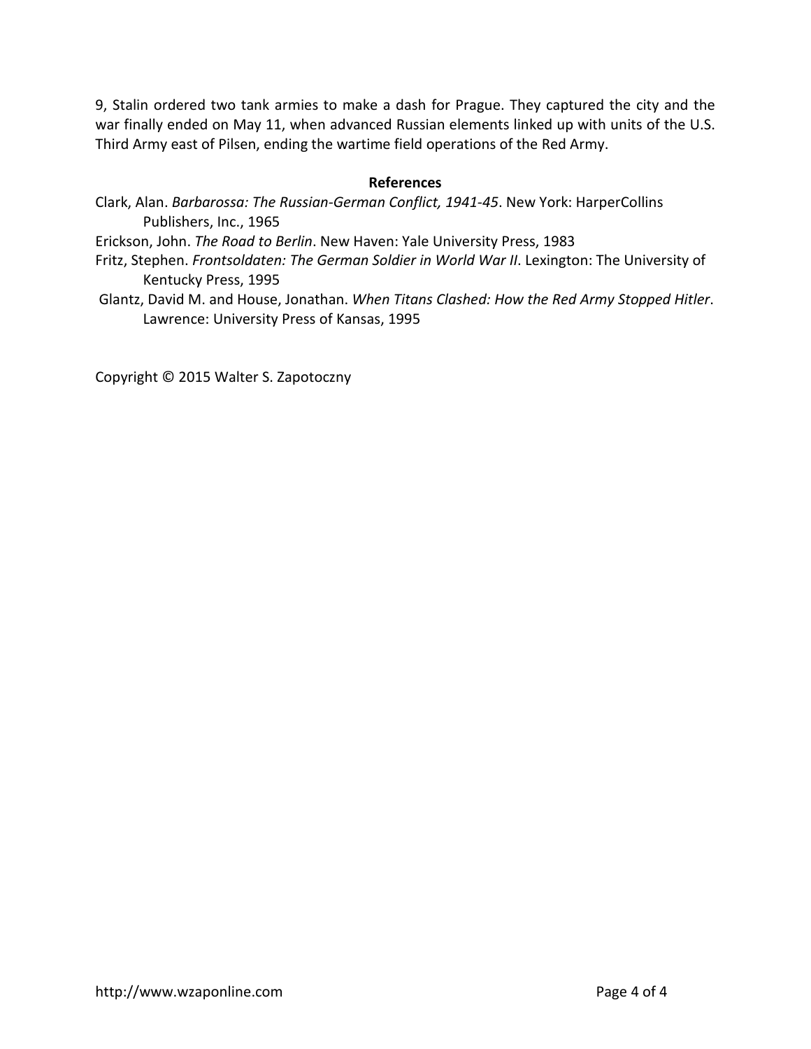9, Stalin ordered two tank armies to make a dash for Prague. They captured the city and the war finally ended on May 11, when advanced Russian elements linked up with units of the U.S. Third Army east of Pilsen, ending the wartime field operations of the Red Army.

## References

Clark, Alan. *Barbarossa: The Russian-German Conflict, 1941-45*. New York: HarperCollins Publishers, Inc., 1965

Erickson, John. *The Road to Berlin*. New Haven: Yale University Press, 1983

Fritz, Stephen. *Frontsoldaten: The German Soldier in World War II*. Lexington: The University of Kentucky Press, 1995

Glantz, David M. and House, Jonathan. *When Titans Clashed: How the Red Army Stopped Hitler*. Lawrence: University Press of Kansas, 1995

Copyright © 2015 Walter S. Zapotoczny